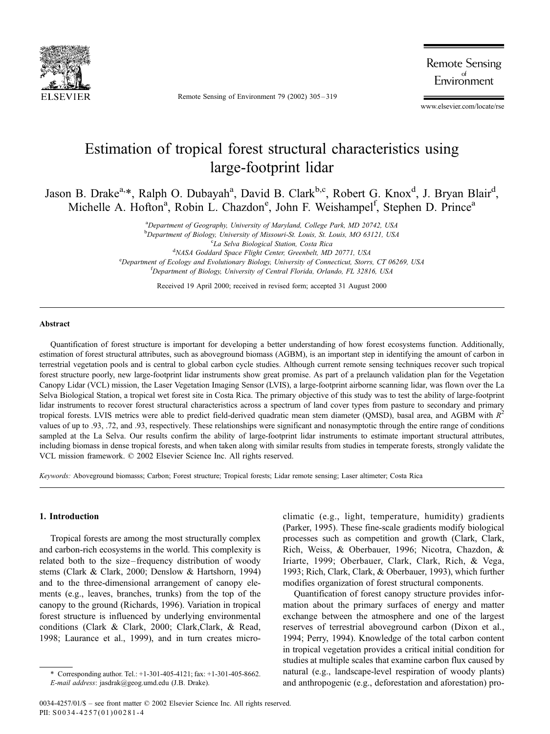# Estimation of tropical forest structural characteristics using large-footprint lidar

Jason B. Drake[a,*], Ralph O. Dubayah[a], David B. Clark[b,c], Robert G. Knox[d], J. Bryan Blair[d], Michelle A. Hofton[a], Robin L. Chazdon[e], John F. Weishampel[f], Stephen D. Prince[a]

[a]Department of Geography, University of Maryland, College Park, MD 20742, USA
[b]Department of Biology, University of Missouri-St. Louis, St. Louis, MO 63121, USA
[c]La Selva Biological Station, Costa Rica
[d]NASA Goddard Space Flight Center, Greenbelt, MD 20771, USA
[e]Department of Ecology and Evolutionary Biology, University of Connecticut, Storrs, CT 06269, USA
[f]Department of Biology, University of Central Florida, Orlando, FL 32816, USA

Received 19 April 2000; received in revised form; accepted 31 August 2000

## Abstract

Quantification of forest structure is important for developing a better understanding of how forest ecosystems function. Additionally, estimation of forest structural attributes, such as aboveground biomass (AGBM), is an important step in identifying the amount of carbon in terrestrial vegetation pools and is central to global carbon cycle studies. Although current remote sensing techniques recover such tropical forest structure poorly, new large-footprint lidar instruments show great promise. As part of a prelaunch validation plan for the Vegetation Canopy Lidar (VCL) mission, the Laser Vegetation Imaging Sensor (LVIS), a large-footprint airborne scanning lidar, was flown over the La Selva Biological Station, a tropical wet forest site in Costa Rica. The primary objective of this study was to test the ability of large-footprint lidar instruments to recover forest structural characteristics across a spectrum of land cover types from pasture to secondary and primary tropical forests. LVIS metrics were able to predict field-derived quadratic mean stem diameter (QMSD), basal area, and AGBM with $R^2$ values of up to .93, .72, and .93, respectively. These relationships were significant and nonasymptotic through the entire range of conditions sampled at the La Selva. Our results confirm the ability of large-footprint lidar instruments to estimate important structural attributes, including biomass in dense tropical forests, and when taken along with similar results from studies in temperate forests, strongly validate the VCL mission framework. © 2002 Elsevier Science Inc. All rights reserved.

*Keywords:* Aboveground biomasss; Carbon; Forest structure; Tropical forests; Lidar remote sensing; Laser altimeter; Costa Rica

## 1. Introduction

Tropical forests are among the most structurally complex and carbon-rich ecosystems in the world. This complexity is related both to the size–frequency distribution of woody stems (Clark & Clark, 2000; Denslow & Hartshorn, 1994) and to the three-dimensional arrangement of canopy elements (e.g., leaves, branches, trunks) from the top of the canopy to the ground (Richards, 1996). Variation in tropical forest structure is influenced by underlying environmental conditions (Clark & Clark, 2000; Clark,Clark, & Read, 1998; Laurance et al., 1999), and in turn creates micro-climatic (e.g., light, temperature, humidity) gradients (Parker, 1995). These fine-scale gradients modify biological processes such as competition and growth (Clark, Clark, Rich, Weiss, & Oberbauer, 1996; Nicotra, Chazdon, & Iriarte, 1999; Oberbauer, Clark, Clark, Rich, & Vega, 1993; Rich, Clark, Clark, & Oberbauer, 1993), which further modifies organization of forest structural components.

Quantification of forest canopy structure provides information about the primary surfaces of energy and matter exchange between the atmosphere and one of the largest reserves of terrestrial aboveground carbon (Dixon et al., 1994; Perry, 1994). Knowledge of the total carbon content in tropical vegetation provides a critical initial condition for studies at multiple scales that examine carbon flux caused by natural (e.g., landscape-level respiration of woody plants) and anthropogenic (e.g., deforestation and aforestation) pro-

\* Corresponding author. Tel.: +1-301-405-4121; fax: +1-301-405-8662.
*E-mail address*: jasdrak@geog.umd.edu (J.B. Drake).

0034-4257/01/$ – see front matter © 2002 Elsevier Science Inc. All rights reserved.
PII: S0034-4257(01)00281-4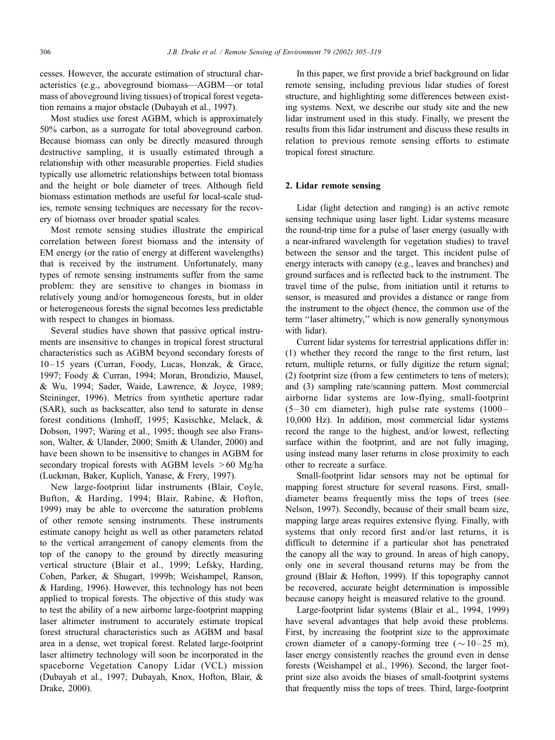cesses. However, the accurate estimation of structural characteristics (e.g., aboveground biomass—AGBM—or total mass of aboveground living tissues) of tropical forest vegetation remains a major obstacle (Dubayah et al., 1997).

Most studies use forest AGBM, which is approximately 50% carbon, as a surrogate for total aboveground carbon. Because biomass can only be directly measured through destructive sampling, it is usually estimated through a relationship with other measurable properties. Field studies typically use allometric relationships between total biomass and the height or bole diameter of trees. Although field biomass estimation methods are useful for local-scale studies, remote sensing techniques are necessary for the recovery of biomass over broader spatial scales.

Most remote sensing studies illustrate the empirical correlation between forest biomass and the intensity of EM energy (or the ratio of energy at different wavelengths) that is received by the instrument. Unfortunately, many types of remote sensing instruments suffer from the same problem: they are sensitive to changes in biomass in relatively young and/or homogeneous forests, but in older or heterogeneous forests the signal becomes less predictable with respect to changes in biomass.

Several studies have shown that passive optical instruments are insensitive to changes in tropical forest structural characteristics such as AGBM beyond secondary forests of 10–15 years (Curran, Foody, Lucas, Honzak, & Grace, 1997; Foody & Curran, 1994; Moran, Brondizio, Mausel, & Wu, 1994; Sader, Waide, Lawrence, & Joyce, 1989; Steininger, 1996). Metrics from synthetic aperture radar (SAR), such as backscatter, also tend to saturate in dense forest conditions (Imhoff, 1995; Kasischke, Melack, & Dobson, 1997; Waring et al., 1995; though see also Fransson, Walter, & Ulander, 2000; Smith & Ulander, 2000) and have been shown to be insensitive to changes in AGBM for secondary tropical forests with AGBM levels > 60 Mg/ha (Luckman, Baker, Kuplich, Yanase, & Frery, 1997).

New large-footprint lidar instruments (Blair, Coyle, Bufton, & Harding, 1994; Blair, Rabine, & Hofton, 1999) may be able to overcome the saturation problems of other remote sensing instruments. These instruments estimate canopy height as well as other parameters related to the vertical arrangement of canopy elements from the top of the canopy to the ground by directly measuring vertical structure (Blair et al., 1999; Lefsky, Harding, Cohen, Parker, & Shugart, 1999b; Weishampel, Ranson, & Harding, 1996). However, this technology has not been applied to tropical forests. The objective of this study was to test the ability of a new airborne large-footprint mapping laser altimeter instrument to accurately estimate tropical forest structural characteristics such as AGBM and basal area in a dense, wet tropical forest. Related large-footprint laser altimetry technology will soon be incorporated in the spaceborne Vegetation Canopy Lidar (VCL) mission (Dubayah et al., 1997; Dubayah, Knox, Hofton, Blair, & Drake, 2000).

In this paper, we first provide a brief background on lidar remote sensing, including previous lidar studies of forest structure, and highlighting some differences between existing systems. Next, we describe our study site and the new lidar instrument used in this study. Finally, we present the results from this lidar instrument and discuss these results in relation to previous remote sensing efforts to estimate tropical forest structure.

## 2. Lidar remote sensing

Lidar (light detection and ranging) is an active remote sensing technique using laser light. Lidar systems measure the round-trip time for a pulse of laser energy (usually with a near-infrared wavelength for vegetation studies) to travel between the sensor and the target. This incident pulse of energy interacts with canopy (e.g., leaves and branches) and ground surfaces and is reflected back to the instrument. The travel time of the pulse, from initiation until it returns to sensor, is measured and provides a distance or range from the instrument to the object (hence, the common use of the term "laser altimetry," which is now generally synonymous with lidar).

Current lidar systems for terrestrial applications differ in: (1) whether they record the range to the first return, last return, multiple returns, or fully digitize the return signal; (2) footprint size (from a few centimeters to tens of meters); and (3) sampling rate/scanning pattern. Most commercial airborne lidar systems are low-flying, small-footprint (5–30 cm diameter), high pulse rate systems (1000–10,000 Hz). In addition, most commercial lidar systems record the range to the highest, and/or lowest, reflecting surface within the footprint, and are not fully imaging, using instead many laser returns in close proximity to each other to recreate a surface.

Small-footprint lidar sensors may not be optimal for mapping forest structure for several reasons. First, small-diameter beams frequently miss the tops of trees (see Nelson, 1997). Secondly, because of their small beam size, mapping large areas requires extensive flying. Finally, with systems that only record first and/or last returns, it is difficult to determine if a particular shot has penetrated the canopy all the way to ground. In areas of high canopy, only one in several thousand returns may be from the ground (Blair & Hofton, 1999). If this topography cannot be recovered, accurate height determination is impossible because canopy height is measured relative to the ground.

Large-footprint lidar systems (Blair et al., 1994, 1999) have several advantages that help avoid these problems. First, by increasing the footprint size to the approximate crown diameter of a canopy-forming tree (~10–25 m), laser energy consistently reaches the ground even in dense forests (Weishampel et al., 1996). Second, the larger footprint size also avoids the biases of small-footprint systems that frequently miss the tops of trees. Third, large-footprint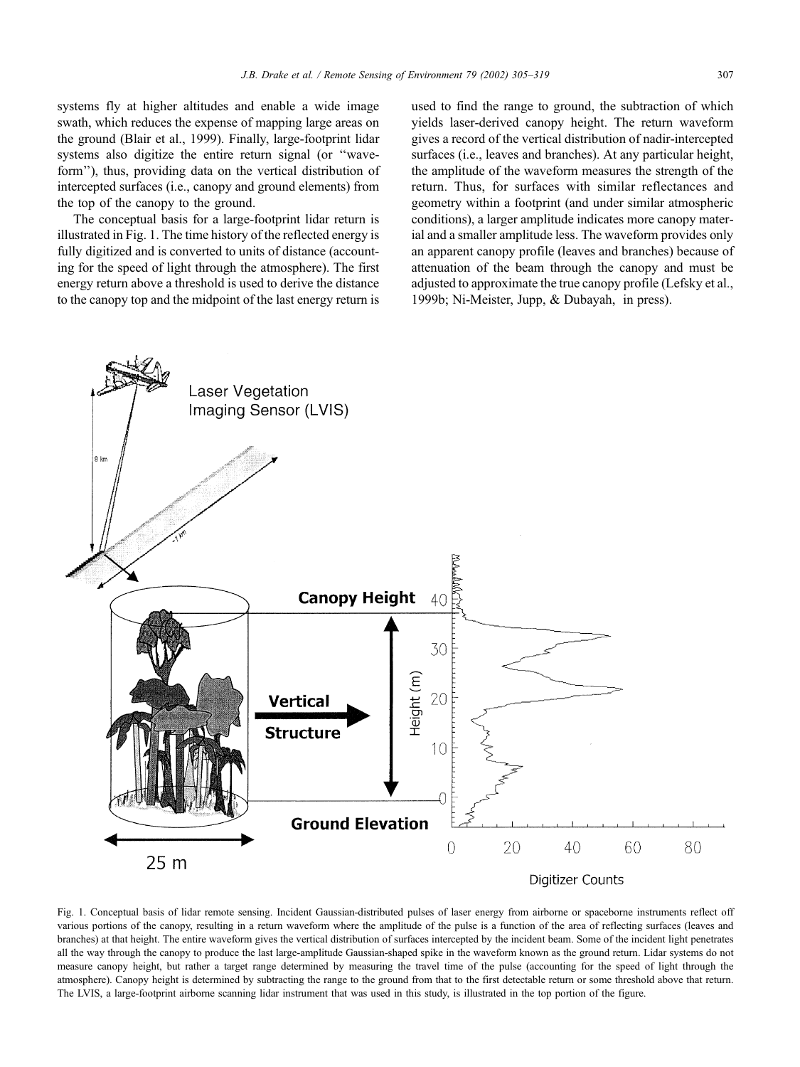systems fly at higher altitudes and enable a wide image swath, which reduces the expense of mapping large areas on the ground (Blair et al., 1999). Finally, large-footprint lidar systems also digitize the entire return signal (or "waveform"), thus, providing data on the vertical distribution of intercepted surfaces (i.e., canopy and ground elements) from the top of the canopy to the ground.

The conceptual basis for a large-footprint lidar return is illustrated in Fig. 1. The time history of the reflected energy is fully digitized and is converted to units of distance (accounting for the speed of light through the atmosphere). The first energy return above a threshold is used to derive the distance to the canopy top and the midpoint of the last energy return is used to find the range to ground, the subtraction of which yields laser-derived canopy height. The return waveform gives a record of the vertical distribution of nadir-intercepted surfaces (i.e., leaves and branches). At any particular height, the amplitude of the waveform measures the strength of the return. Thus, for surfaces with similar reflectances and geometry within a footprint (and under similar atmospheric conditions), a larger amplitude indicates more canopy material and a smaller amplitude less. The waveform provides only an apparent canopy profile (leaves and branches) because of attenuation of the beam through the canopy and must be adjusted to approximate the true canopy profile (Lefsky et al., 1999b; Ni-Meister, Jupp, & Dubayah, in press).

Fig. 1. Conceptual basis of lidar remote sensing. Incident Gaussian-distributed pulses of laser energy from airborne or spaceborne instruments reflect off various portions of the canopy, resulting in a return waveform where the amplitude of the pulse is a function of the area of reflecting surfaces (leaves and branches) at that height. The entire waveform gives the vertical distribution of surfaces intercepted by the incident beam. Some of the incident light penetrates all the way through the canopy to produce the last large-amplitude Gaussian-shaped spike in the waveform known as the ground return. Lidar systems do not measure canopy height, but rather a target range determined by measuring the travel time of the pulse (accounting for the speed of light through the atmosphere). Canopy height is determined by subtracting the range to the ground from that to the first detectable return or some threshold above that return. The LVIS, a large-footprint airborne scanning lidar instrument that was used in this study, is illustrated in the top portion of the figure.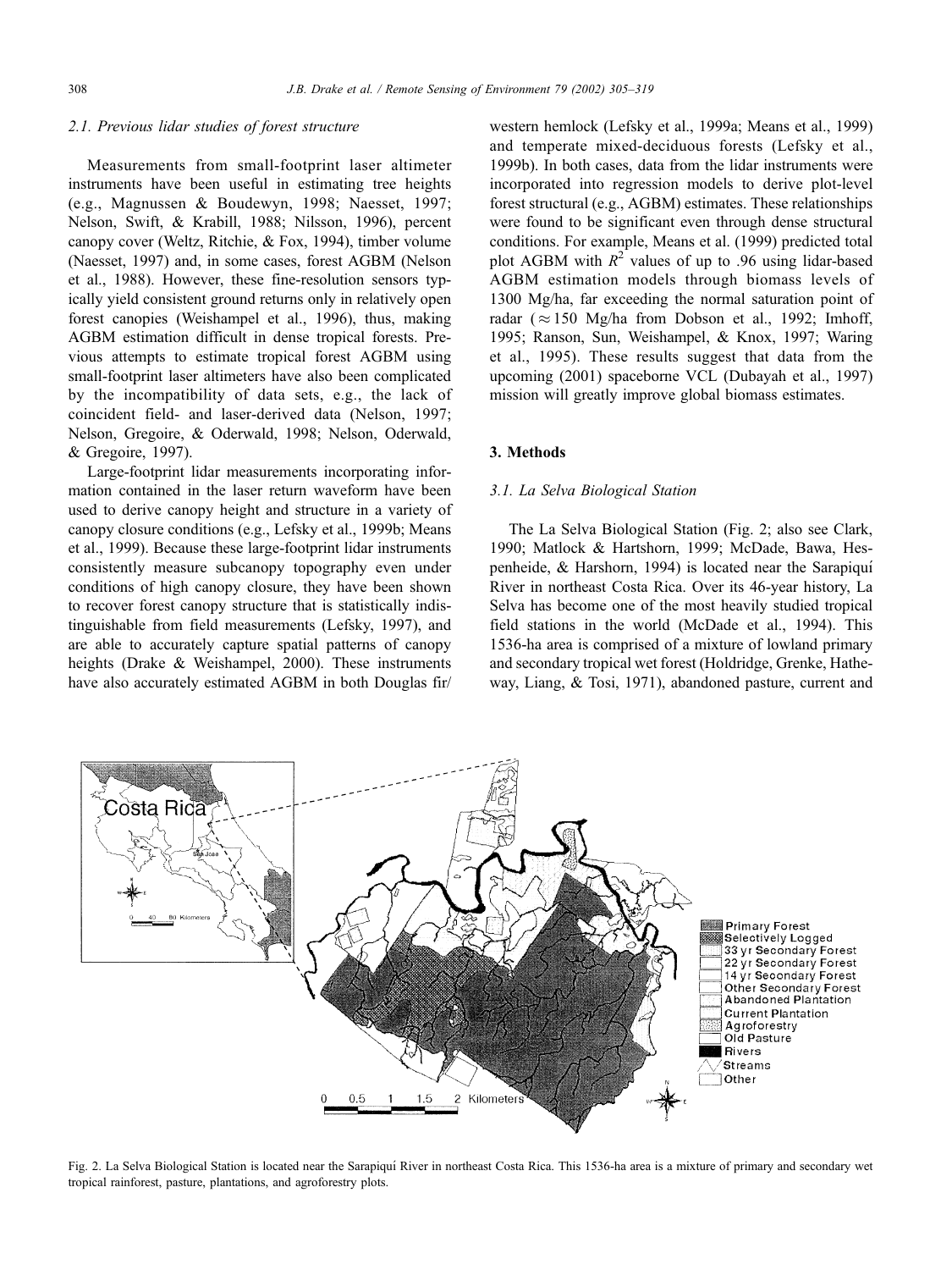### 2.1. Previous lidar studies of forest structure

Measurements from small-footprint laser altimeter instruments have been useful in estimating tree heights (e.g., Magnussen & Boudewyn, 1998; Naesset, 1997; Nelson, Swift, & Krabill, 1988; Nilsson, 1996), percent canopy cover (Weltz, Ritchie, & Fox, 1994), timber volume (Naesset, 1997) and, in some cases, forest AGBM (Nelson et al., 1988). However, these fine-resolution sensors typically yield consistent ground returns only in relatively open forest canopies (Weishampel et al., 1996), thus, making AGBM estimation difficult in dense tropical forests. Previous attempts to estimate tropical forest AGBM using small-footprint laser altimeters have also been complicated by the incompatibility of data sets, e.g., the lack of coincident field- and laser-derived data (Nelson, 1997; Nelson, Gregoire, & Oderwald, 1998; Nelson, Oderwald, & Gregoire, 1997).

Large-footprint lidar measurements incorporating information contained in the laser return waveform have been used to derive canopy height and structure in a variety of canopy closure conditions (e.g., Lefsky et al., 1999b; Means et al., 1999). Because these large-footprint lidar instruments consistently measure subcanopy topography even under conditions of high canopy closure, they have been shown to recover forest canopy structure that is statistically indistinguishable from field measurements (Lefsky, 1997), and are able to accurately capture spatial patterns of canopy heights (Drake & Weishampel, 2000). These instruments have also accurately estimated AGBM in both Douglas fir/western hemlock (Lefsky et al., 1999a; Means et al., 1999) and temperate mixed-deciduous forests (Lefsky et al., 1999b). In both cases, data from the lidar instruments were incorporated into regression models to derive plot-level forest structural (e.g., AGBM) estimates. These relationships were found to be significant even through dense structural conditions. For example, Means et al. (1999) predicted total plot AGBM with $R^2$ values of up to .96 using lidar-based AGBM estimation models through biomass levels of 1300 Mg/ha, far exceeding the normal saturation point of radar ($\approx 150$ Mg/ha from Dobson et al., 1992; Imhoff, 1995; Ranson, Sun, Weishampel, & Knox, 1997; Waring et al., 1995). These results suggest that data from the upcoming (2001) spaceborne VCL (Dubayah et al., 1997) mission will greatly improve global biomass estimates.

## 3. Methods

### 3.1. La Selva Biological Station

The La Selva Biological Station (Fig. 2; also see Clark, 1990; Matlock & Hartshorn, 1999; McDade, Bawa, Hespenheide, & Harshorn, 1994) is located near the Sarapiquí River in northeast Costa Rica. Over its 46-year history, La Selva has become one of the most heavily studied tropical field stations in the world (McDade et al., 1994). This 1536-ha area is comprised of a mixture of lowland primary and secondary tropical wet forest (Holdridge, Grenke, Hatheway, Liang, & Tosi, 1971), abandoned pasture, current and

Fig. 2. La Selva Biological Station is located near the Sarapiquí River in northeast Costa Rica. This 1536-ha area is a mixture of primary and secondary wet tropical rainforest, pasture, plantations, and agroforestry plots.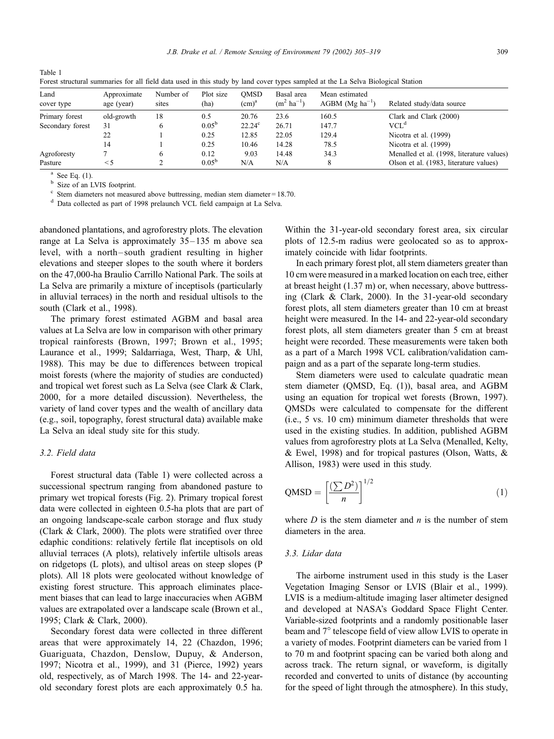Table 1
Forest structural summaries for all field data used in this study by land cover types sampled at the La Selva Biological Station

| Land cover type | Approximate age (year) | Number of sites | Plot size (ha) | QMSD (cm)[a] | Basal area ($m^2$ $ha^{-1}$) | Mean estimated AGBM (Mg $ha^{-1}$) | Related study/data source |
|---|---|---|---|---|---|---|---|
| Primary forest | old-growth | 18 | 0.5 | 20.76 | 23.6 | 160.5 | Clark and Clark (2000) |
| Secondary forest | 31 | 6 | 0.05[b] | 22.24[c] | 26.71 | 147.7 | VCL[d] |
| | 22 | 1 | 0.25 | 12.85 | 22.05 | 129.4 | Nicotra et al. (1999) |
| | 14 | 1 | 0.25 | 10.46 | 14.28 | 78.5 | Nicotra et al. (1999) |
| Agroforesty | 7 | 6 | 0.12 | 9.03 | 14.48 | 34.3 | Menalled et al. (1998, literature values) |
| Pasture | < 5 | 2 | 0.05[b] | N/A | N/A | 8 | Olson et al. (1983, literature values) |

[a] See Eq. (1).
[b] Size of an LVIS footprint.
[c] Stem diameters not measured above buttressing, median stem diameter = 18.70.
[d] Data collected as part of 1998 prelaunch VCL field campaign at La Selva.

abandoned plantations, and agroforestry plots. The elevation range at La Selva is approximately 35–135 m above sea level, with a north–south gradient resulting in higher elevations and steeper slopes to the south where it borders on the 47,000-ha Braulio Carrillo National Park. The soils at La Selva are primarily a mixture of inceptisols (particularly in alluvial terraces) in the north and residual ultisols to the south (Clark et al., 1998).

The primary forest estimated AGBM and basal area values at La Selva are low in comparison with other primary tropical rainforests (Brown, 1997; Brown et al., 1995; Laurance et al., 1999; Saldarriaga, West, Tharp, & Uhl, 1988). This may be due to differences between tropical moist forests (where the majority of studies are conducted) and tropical wet forest such as La Selva (see Clark & Clark, 2000, for a more detailed discussion). Nevertheless, the variety of land cover types and the wealth of ancillary data (e.g., soil, topography, forest structural data) available make La Selva an ideal study site for this study.

### 3.2. Field data

Forest structural data (Table 1) were collected across a successional spectrum ranging from abandoned pasture to primary wet tropical forests (Fig. 2). Primary tropical forest data were collected in eighteen 0.5-ha plots that are part of an ongoing landscape-scale carbon storage and flux study (Clark & Clark, 2000). The plots were stratified over three edaphic conditions: relatively fertile flat inceptisols on old alluvial terraces (A plots), relatively infertile ultisols areas on ridgetops (L plots), and ultisol areas on steep slopes (P plots). All 18 plots were geolocated without knowledge of existing forest structure. This approach eliminates placement biases that can lead to large inaccuracies when AGBM values are extrapolated over a landscape scale (Brown et al., 1995; Clark & Clark, 2000).

Secondary forest data were collected in three different areas that were approximately 14, 22 (Chazdon, 1996; Guariguata, Chazdon, Denslow, Dupuy, & Anderson, 1997; Nicotra et al., 1999), and 31 (Pierce, 1992) years old, respectively, as of March 1998. The 14- and 22-year-old secondary forest plots are each approximately 0.5 ha. Within the 31-year-old secondary forest area, six circular plots of 12.5-m radius were geolocated so as to approximately coincide with lidar footprints.

In each primary forest plot, all stem diameters greater than 10 cm were measured in a marked location on each tree, either at breast height (1.37 m) or, when necessary, above buttressing (Clark & Clark, 2000). In the 31-year-old secondary forest plots, all stem diameters greater than 10 cm at breast height were measured. In the 14- and 22-year-old secondary forest plots, all stem diameters greater than 5 cm at breast height were recorded. These measurements were taken both as a part of a March 1998 VCL calibration/validation campaign and as a part of the separate long-term studies.

Stem diameters were used to calculate quadratic mean stem diameter (QMSD, Eq. (1)), basal area, and AGBM using an equation for tropical wet forests (Brown, 1997). QMSDs were calculated to compensate for the different (i.e., 5 vs. 10 cm) minimum diameter thresholds that were used in the existing studies. In addition, published AGBM values from agroforestry plots at La Selva (Menalled, Kelty, & Ewel, 1998) and for tropical pastures (Olson, Watts, & Allison, 1983) were used in this study.

$$\mathrm{QMSD} = \left[\frac{(\sum D^2)}{n}\right]^{1/2} \tag{1}$$

where $D$ is the stem diameter and $n$ is the number of stem diameters in the area.

### 3.3. Lidar data

The airborne instrument used in this study is the Laser Vegetation Imaging Sensor or LVIS (Blair et al., 1999). LVIS is a medium-altitude imaging laser altimeter designed and developed at NASA's Goddard Space Flight Center. Variable-sized footprints and a randomly positionable laser beam and 7° telescope field of view allow LVIS to operate in a variety of modes. Footprint diameters can be varied from 1 to 70 m and footprint spacing can be varied both along and across track. The return signal, or waveform, is digitally recorded and converted to units of distance (by accounting for the speed of light through the atmosphere). In this study,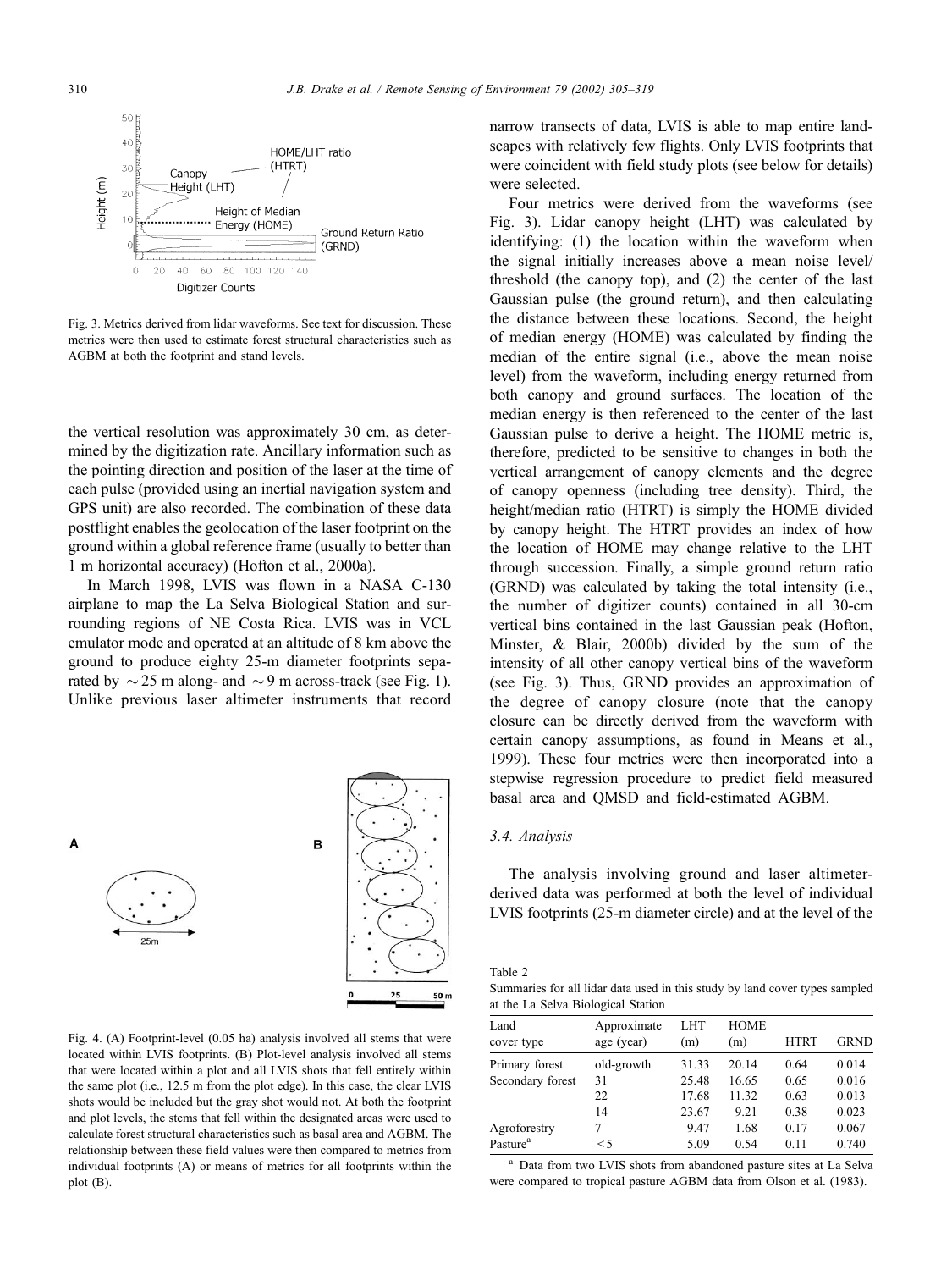Fig. 3. Metrics derived from lidar waveforms. See text for discussion. These metrics were then used to estimate forest structural characteristics such as AGBM at both the footprint and stand levels.

the vertical resolution was approximately 30 cm, as determined by the digitization rate. Ancillary information such as the pointing direction and position of the laser at the time of each pulse (provided using an inertial navigation system and GPS unit) are also recorded. The combination of these data postflight enables the geolocation of the laser footprint on the ground within a global reference frame (usually to better than 1 m horizontal accuracy) (Hofton et al., 2000a).

In March 1998, LVIS was flown in a NASA C-130 airplane to map the La Selva Biological Station and surrounding regions of NE Costa Rica. LVIS was in VCL emulator mode and operated at an altitude of 8 km above the ground to produce eighty 25-m diameter footprints separated by ~25 m along- and ~9 m across-track (see Fig. 1). Unlike previous laser altimeter instruments that record narrow transects of data, LVIS is able to map entire landscapes with relatively few flights. Only LVIS footprints that were coincident with field study plots (see below for details) were selected.

Four metrics were derived from the waveforms (see Fig. 3). Lidar canopy height (LHT) was calculated by identifying: (1) the location within the waveform when the signal initially increases above a mean noise level/threshold (the canopy top), and (2) the center of the last Gaussian pulse (the ground return), and then calculating the distance between these locations. Second, the height of median energy (HOME) was calculated by finding the median of the entire signal (i.e., above the mean noise level) from the waveform, including energy returned from both canopy and ground surfaces. The location of the median energy is then referenced to the center of the last Gaussian pulse to derive a height. The HOME metric is, therefore, predicted to be sensitive to changes in both the vertical arrangement of canopy elements and the degree of canopy openness (including tree density). Third, the height/median ratio (HTRT) is simply the HOME divided by canopy height. The HTRT provides an index of how the location of HOME may change relative to the LHT through succession. Finally, a simple ground return ratio (GRND) was calculated by taking the total intensity (i.e., the number of digitizer counts) contained in all 30-cm vertical bins contained in the last Gaussian peak (Hofton, Minster, & Blair, 2000b) divided by the sum of the intensity of all other canopy vertical bins of the waveform (see Fig. 3). Thus, GRND provides an approximation of the degree of canopy closure (note that the canopy closure can be directly derived from the waveform with certain canopy assumptions, as found in Means et al., 1999). These four metrics were then incorporated into a stepwise regression procedure to predict field measured basal area and QMSD and field-estimated AGBM.

Fig. 4. (A) Footprint-level (0.05 ha) analysis involved all stems that were located within LVIS footprints. (B) Plot-level analysis involved all stems that were located within a plot and all LVIS shots that fell entirely within the same plot (i.e., 12.5 m from the plot edge). In this case, the clear LVIS shots would be included but the gray shot would not. At both the footprint and plot levels, the stems that fell within the designated areas were used to calculate forest structural characteristics such as basal area and AGBM. The relationship between these field values were then compared to metrics from individual footprints (A) or means of metrics for all footprints within the plot (B).

### 3.4. Analysis

The analysis involving ground and laser altimeter-derived data was performed at both the level of individual LVIS footprints (25-m diameter circle) and at the level of the

Table 2
Summaries for all lidar data used in this study by land cover types sampled at the La Selva Biological Station

| Land cover type | Approximate age (year) | LHT (m) | HOME (m) | HTRT | GRND |
|---|---|---|---|---|---|
| Primary forest | old-growth | 31.33 | 20.14 | 0.64 | 0.014 |
| Secondary forest | 31 | 25.48 | 16.65 | 0.65 | 0.016 |
| | 22 | 17.68 | 11.32 | 0.63 | 0.013 |
| | 14 | 23.67 | 9.21 | 0.38 | 0.023 |
| Agroforestry | 7 | 9.47 | 1.68 | 0.17 | 0.067 |
| Pasture[a] | < 5 | 5.09 | 0.54 | 0.11 | 0.740 |

[a] Data from two LVIS shots from abandoned pasture sites at La Selva were compared to tropical pasture AGBM data from Olson et al. (1983).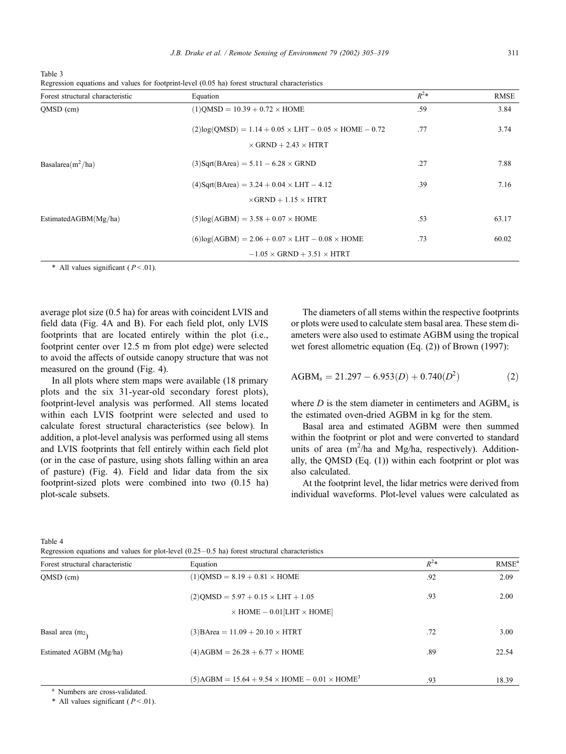Table 3
Regression equations and values for footprint-level (0.05 ha) forest structural characteristics

| Forest structural characteristic | Equation | $R^2$* | RMSE |
|---|---|---|---|
| QMSD (cm) | (1) $\text{QMSD} = 10.39 + 0.72 \times \text{HOME}$ | .59 | 3.84 |
| | (2) $\log(\text{QMSD}) = 1.14 + 0.05 \times \text{LHT} - 0.05 \times \text{HOME} - 0.72 \times \text{GRND} + 2.43 \times \text{HTRT}$ | .77 | 3.74 |
| Basal area ($m^2$/ha) | (3) $\text{Sqrt(BArea)} = 5.11 - 6.28 \times \text{GRND}$ | .27 | 7.88 |
| | (4) $\text{Sqrt(BArea)} = 3.24 + 0.04 \times \text{LHT} - 4.12 \times \text{GRND} + 1.15 \times \text{HTRT}$ | .39 | 7.16 |
| Estimated AGBM (Mg/ha) | (5) $\log(\text{AGBM}) = 3.58 + 0.07 \times \text{HOME}$ | .53 | 63.17 |
| | (6) $\log(\text{AGBM}) = 2.06 + 0.07 \times \text{LHT} - 0.08 \times \text{HOME} - 1.05 \times \text{GRND} + 3.51 \times \text{HTRT}$ | .73 | 60.02 |

\* All values significant ($P < .01$).

average plot size (0.5 ha) for areas with coincident LVIS and field data (Fig. 4A and B). For each field plot, only LVIS footprints that are located entirely within the plot (i.e., footprint center over 12.5 m from plot edge) were selected to avoid the affects of outside canopy structure that was not measured on the ground (Fig. 4).

In all plots where stem maps were available (18 primary plots and the six 31-year-old secondary forest plots), footprint-level analysis was performed. All stems located within each LVIS footprint were selected and used to calculate forest structural characteristics (see below). In addition, a plot-level analysis was performed using all stems and LVIS footprints that fell entirely within each field plot (or in the case of pasture, using shots falling within an area of pasture) (Fig. 4). Field and lidar data from the six footprint-sized plots were combined into two (0.15 ha) plot-scale subsets.

The diameters of all stems within the respective footprints or plots were used to calculate stem basal area. These stem diameters were also used to estimate AGBM using the tropical wet forest allometric equation (Eq. (2)) of Brown (1997):

$$\text{AGBM}_s = 21.297 - 6.953(D) + 0.740(D^2) \tag{2}$$

where $D$ is the stem diameter in centimeters and $\text{AGBM}_s$ is the estimated oven-dried AGBM in kg for the stem.

Basal area and estimated AGBM were then summed within the footprint or plot and were converted to standard units of area ($m^2$/ha and Mg/ha, respectively). Additionally, the QMSD (Eq. (1)) within each footprint or plot was also calculated.

At the footprint level, the lidar metrics were derived from individual waveforms. Plot-level values were calculated as

Table 4
Regression equations and values for plot-level (0.25–0.5 ha) forest structural characteristics

| Forest structural characteristic | Equation | $R^2$* | RMSE[a] |
|---|---|---|---|
| QMSD (cm) | (1) $\text{QMSD} = 8.19 + 0.81 \times \text{HOME}$ | .92 | 2.09 |
| | (2) $\text{QMSD} = 5.97 + 0.15 \times \text{LHT} + 1.05 \times \text{HOME} - 0.01[\text{LHT} \times \text{HOME}]$ | .93 | 2.00 |
| Basal area ($m_2$) | (3) $\text{BArea} = 11.09 + 20.10 \times \text{HTRT}$ | .72 | 3.00 |
| Estimated AGBM (Mg/ha) | (4) $\text{AGBM} = 26.28 + 6.77 \times \text{HOME}$ | .89 | 22.54 |
| | (5) $\text{AGBM} = 15.64 + 9.54 \times \text{HOME} - 0.01 \times \text{HOME}^3$ | .93 | 18.39 |

[a] Numbers are cross-validated.

\* All values significant ($P < .01$).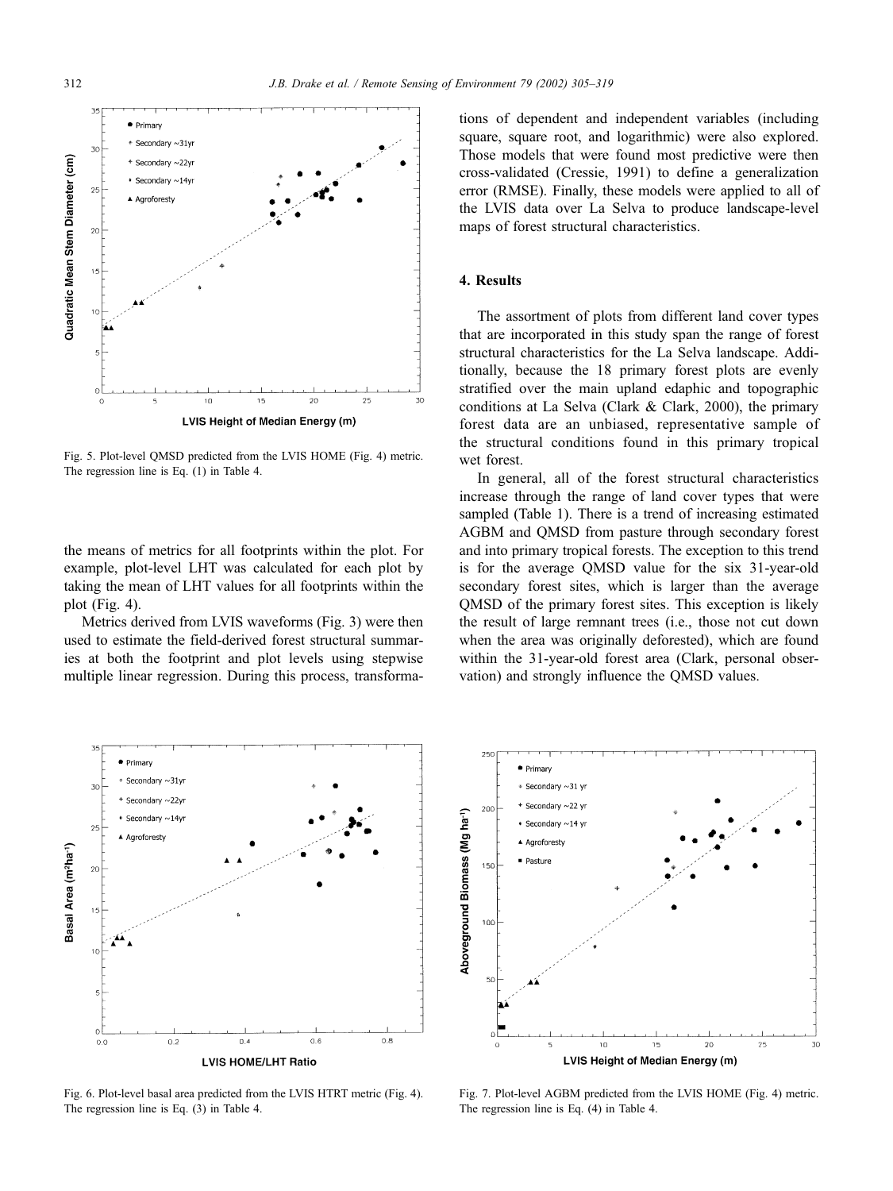Fig. 5. Plot-level QMSD predicted from the LVIS HOME (Fig. 4) metric. The regression line is Eq. (1) in Table 4.

the means of metrics for all footprints within the plot. For example, plot-level LHT was calculated for each plot by taking the mean of LHT values for all footprints within the plot (Fig. 4).

Metrics derived from LVIS waveforms (Fig. 3) were then used to estimate the field-derived forest structural summaries at both the footprint and plot levels using stepwise multiple linear regression. During this process, transformations of dependent and independent variables (including square, square root, and logarithmic) were also explored. Those models that were found most predictive were then cross-validated (Cressie, 1991) to define a generalization error (RMSE). Finally, these models were applied to all of the LVIS data over La Selva to produce landscape-level maps of forest structural characteristics.

## 4. Results

The assortment of plots from different land cover types that are incorporated in this study span the range of forest structural characteristics for the La Selva landscape. Additionally, because the 18 primary forest plots are evenly stratified over the main upland edaphic and topographic conditions at La Selva (Clark & Clark, 2000), the primary forest data are an unbiased, representative sample of the structural conditions found in this primary tropical wet forest.

In general, all of the forest structural characteristics increase through the range of land cover types that were sampled (Table 1). There is a trend of increasing estimated AGBM and QMSD from pasture through secondary forest and into primary tropical forests. The exception to this trend is for the average QMSD value for the six 31-year-old secondary forest sites, which is larger than the average QMSD of the primary forest sites. This exception is likely the result of large remnant trees (i.e., those not cut down when the area was originally deforested), which are found within the 31-year-old forest area (Clark, personal observation) and strongly influence the QMSD values.

Fig. 6. Plot-level basal area predicted from the LVIS HTRT metric (Fig. 4). The regression line is Eq. (3) in Table 4.

Fig. 7. Plot-level AGBM predicted from the LVIS HOME (Fig. 4) metric. The regression line is Eq. (4) in Table 4.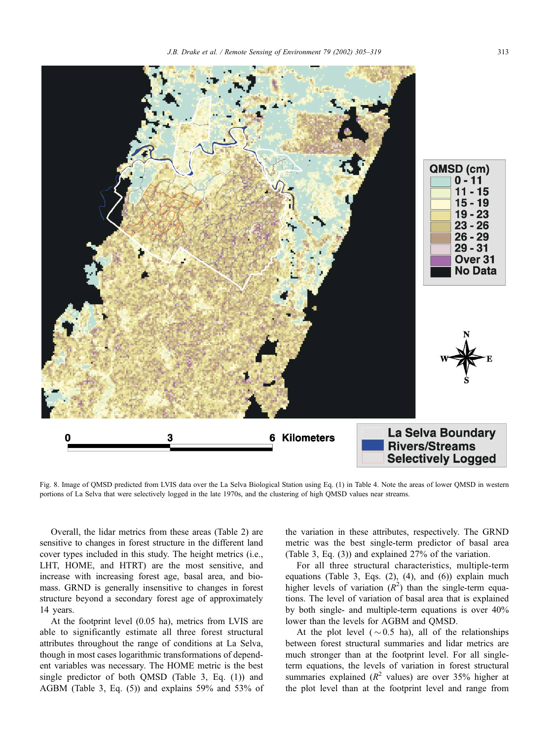Fig. 8. Image of QMSD predicted from LVIS data over the La Selva Biological Station using Eq. (1) in Table 4. Note the areas of lower QMSD in western portions of La Selva that were selectively logged in the late 1970s, and the clustering of high QMSD values near streams.

Overall, the lidar metrics from these areas (Table 2) are sensitive to changes in forest structure in the different land cover types included in this study. The height metrics (i.e., LHT, HOME, and HTRT) are the most sensitive, and increase with increasing forest age, basal area, and biomass. GRND is generally insensitive to changes in forest structure beyond a secondary forest age of approximately 14 years.

At the footprint level (0.05 ha), metrics from LVIS are able to significantly estimate all three forest structural attributes throughout the range of conditions at La Selva, though in most cases logarithmic transformations of dependent variables was necessary. The HOME metric is the best single predictor of both QMSD (Table 3, Eq. (1)) and AGBM (Table 3, Eq. (5)) and explains 59% and 53% of the variation in these attributes, respectively. The GRND metric was the best single-term predictor of basal area (Table 3, Eq. (3)) and explained 27% of the variation.

For all three structural characteristics, multiple-term equations (Table 3, Eqs. (2), (4), and (6)) explain much higher levels of variation ($R^2$) than the single-term equations. The level of variation of basal area that is explained by both single- and multiple-term equations is over 40% lower than the levels for AGBM and QMSD.

At the plot level ($\sim$0.5 ha), all of the relationships between forest structural summaries and lidar metrics are much stronger than at the footprint level. For all single-term equations, the levels of variation in forest structural summaries explained ($R^2$ values) are over 35% higher at the plot level than at the footprint level and range from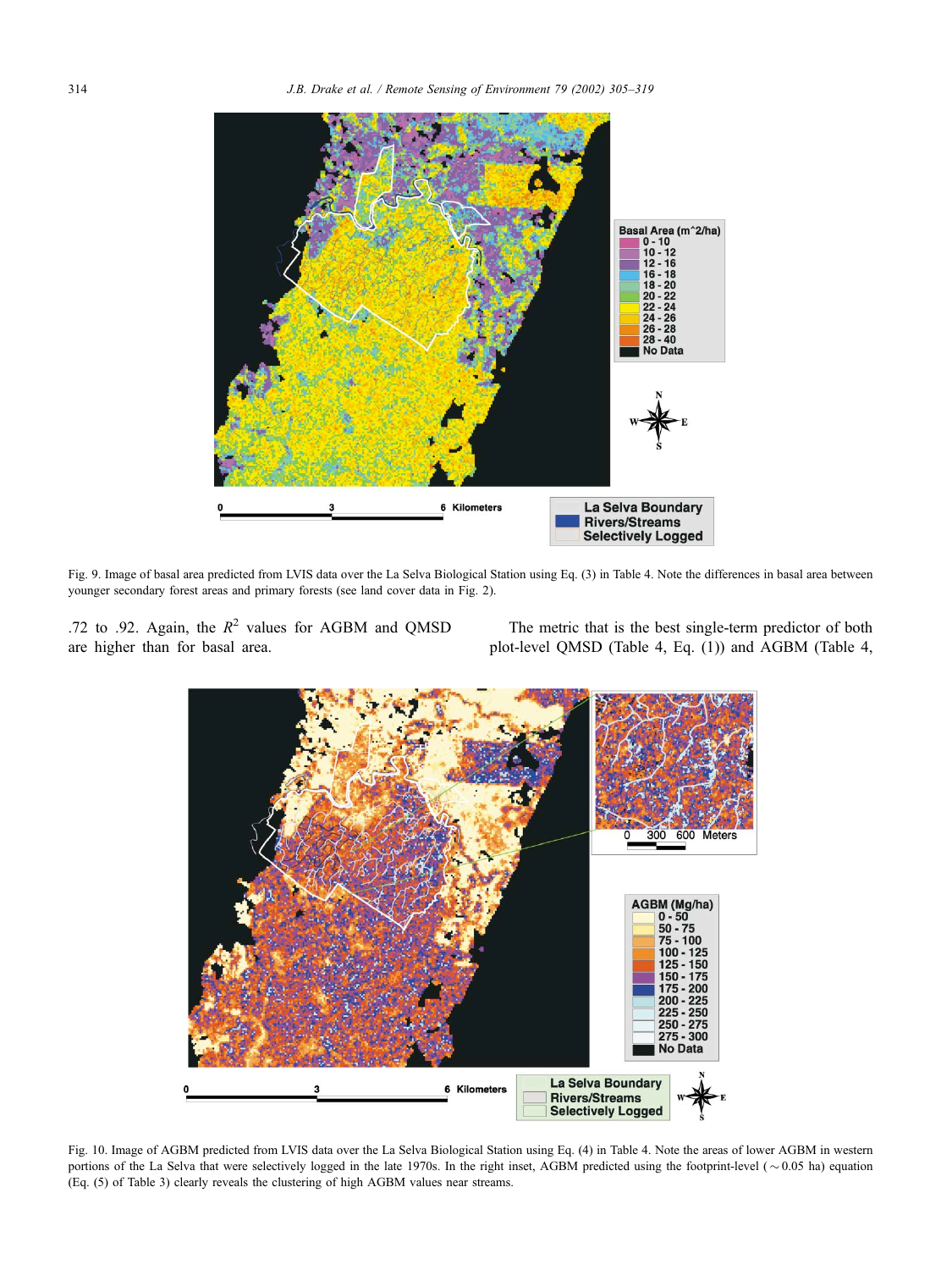Fig. 9. Image of basal area predicted from LVIS data over the La Selva Biological Station using Eq. (3) in Table 4. Note the differences in basal area between younger secondary forest areas and primary forests (see land cover data in Fig. 2).

.72 to .92. Again, the $R^2$ values for AGBM and QMSD are higher than for basal area.

The metric that is the best single-term predictor of both plot-level QMSD (Table 4, Eq. (1)) and AGBM (Table 4,

Fig. 10. Image of AGBM predicted from LVIS data over the La Selva Biological Station using Eq. (4) in Table 4. Note the areas of lower AGBM in western portions of the La Selva that were selectively logged in the late 1970s. In the right inset, AGBM predicted using the footprint-level ( ~ 0.05 ha) equation (Eq. (5) of Table 3) clearly reveals the clustering of high AGBM values near streams.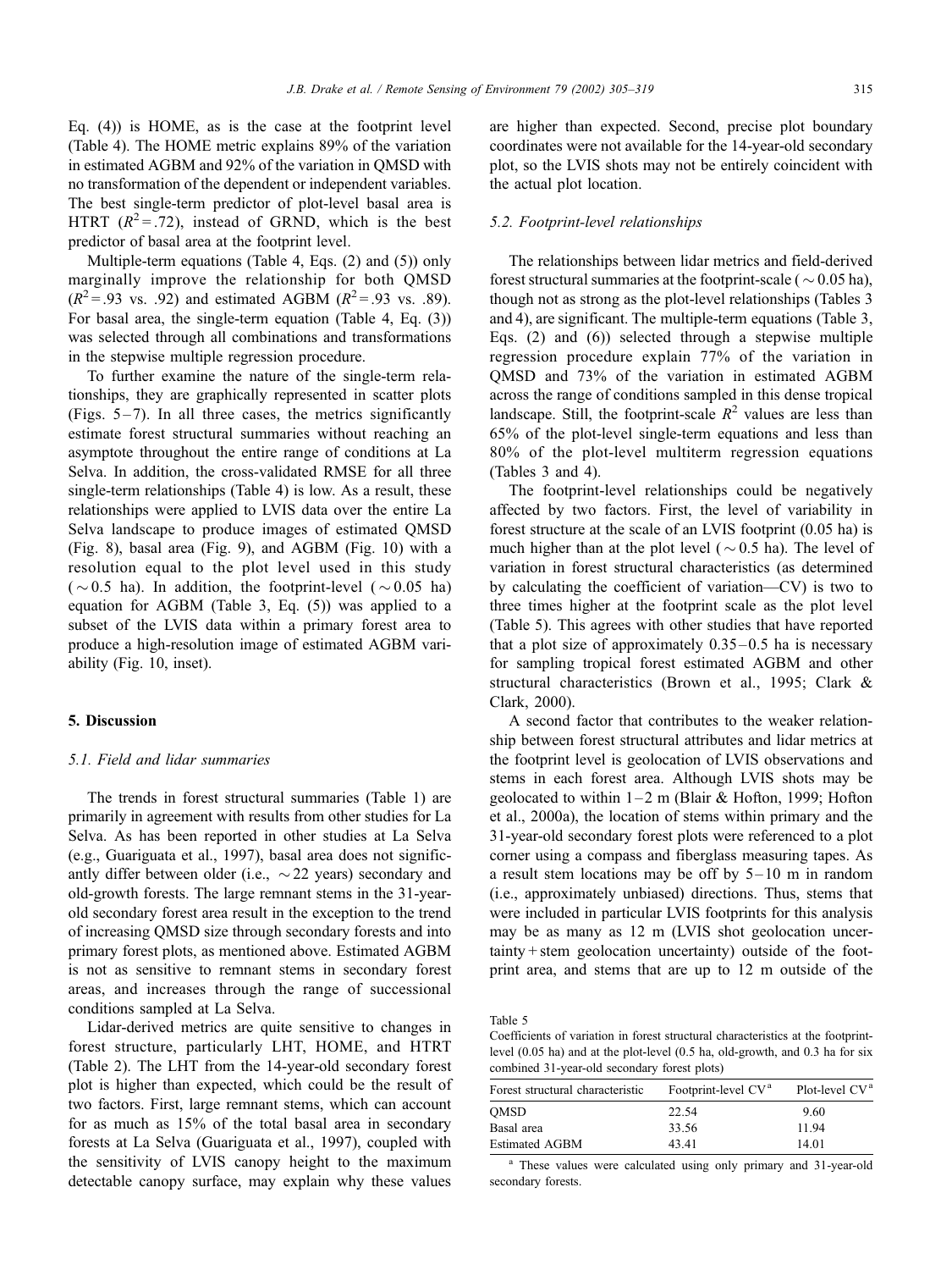Eq. (4)) is HOME, as is the case at the footprint level (Table 4). The HOME metric explains 89% of the variation in estimated AGBM and 92% of the variation in QMSD with no transformation of the dependent or independent variables. The best single-term predictor of plot-level basal area is HTRT ($R^2$ = .72), instead of GRND, which is the best predictor of basal area at the footprint level.

Multiple-term equations (Table 4, Eqs. (2) and (5)) only marginally improve the relationship for both QMSD ($R^2$ = .93 vs. .92) and estimated AGBM ($R^2$ = .93 vs. .89). For basal area, the single-term equation (Table 4, Eq. (3)) was selected through all combinations and transformations in the stepwise multiple regression procedure.

To further examine the nature of the single-term relationships, they are graphically represented in scatter plots (Figs. 5–7). In all three cases, the metrics significantly estimate forest structural summaries without reaching an asymptote throughout the entire range of conditions at La Selva. In addition, the cross-validated RMSE for all three single-term relationships (Table 4) is low. As a result, these relationships were applied to LVIS data over the entire La Selva landscape to produce images of estimated QMSD (Fig. 8), basal area (Fig. 9), and AGBM (Fig. 10) with a resolution equal to the plot level used in this study (~0.5 ha). In addition, the footprint-level (~0.05 ha) equation for AGBM (Table 3, Eq. (5)) was applied to a subset of the LVIS data within a primary forest area to produce a high-resolution image of estimated AGBM variability (Fig. 10, inset).

## 5. Discussion

### 5.1. Field and lidar summaries

The trends in forest structural summaries (Table 1) are primarily in agreement with results from other studies for La Selva. As has been reported in other studies at La Selva (e.g., Guariguata et al., 1997), basal area does not significantly differ between older (i.e., ~22 years) secondary and old-growth forests. The large remnant stems in the 31-year-old secondary forest area result in the exception to the trend of increasing QMSD size through secondary forests and into primary forest plots, as mentioned above. Estimated AGBM is not as sensitive to remnant stems in secondary forest areas, and increases through the range of successional conditions sampled at La Selva.

Lidar-derived metrics are quite sensitive to changes in forest structure, particularly LHT, HOME, and HTRT (Table 2). The LHT from the 14-year-old secondary forest plot is higher than expected, which could be the result of two factors. First, large remnant stems, which can account for as much as 15% of the total basal area in secondary forests at La Selva (Guariguata et al., 1997), coupled with the sensitivity of LVIS canopy height to the maximum detectable canopy surface, may explain why these values are higher than expected. Second, precise plot boundary coordinates were not available for the 14-year-old secondary plot, so the LVIS shots may not be entirely coincident with the actual plot location.

### 5.2. Footprint-level relationships

The relationships between lidar metrics and field-derived forest structural summaries at the footprint-scale (~0.05 ha), though not as strong as the plot-level relationships (Tables 3 and 4), are significant. The multiple-term equations (Table 3, Eqs. (2) and (6)) selected through a stepwise multiple regression procedure explain 77% of the variation in QMSD and 73% of the variation in estimated AGBM across the range of conditions sampled in this dense tropical landscape. Still, the footprint-scale $R^2$ values are less than 65% of the plot-level single-term equations and less than 80% of the plot-level multiterm regression equations (Tables 3 and 4).

The footprint-level relationships could be negatively affected by two factors. First, the level of variability in forest structure at the scale of an LVIS footprint (0.05 ha) is much higher than at the plot level (~0.5 ha). The level of variation in forest structural characteristics (as determined by calculating the coefficient of variation—CV) is two to three times higher at the footprint scale as the plot level (Table 5). This agrees with other studies that have reported that a plot size of approximately 0.35–0.5 ha is necessary for sampling tropical forest estimated AGBM and other structural characteristics (Brown et al., 1995; Clark & Clark, 2000).

A second factor that contributes to the weaker relationship between forest structural attributes and lidar metrics at the footprint level is geolocation of LVIS observations and stems in each forest area. Although LVIS shots may be geolocated to within 1–2 m (Blair & Hofton, 1999; Hofton et al., 2000a), the location of stems within primary and the 31-year-old secondary forest plots were referenced to a plot corner using a compass and fiberglass measuring tapes. As a result stem locations may be off by 5–10 m in random (i.e., approximately unbiased) directions. Thus, stems that were included in particular LVIS footprints for this analysis may be as many as 12 m (LVIS shot geolocation uncertainty + stem geolocation uncertainty) outside of the footprint area, and stems that are up to 12 m outside of the

Table 5
Coefficients of variation in forest structural characteristics at the footprint-level (0.05 ha) and at the plot-level (0.5 ha, old-growth, and 0.3 ha for six combined 31-year-old secondary forest plots)

| Forest structural characteristic | Footprint-level CV[a] | Plot-level CV[a] |
|---|---|---|
| QMSD | 22.54 | 9.60 |
| Basal area | 33.56 | 11.94 |
| Estimated AGBM | 43.41 | 14.01 |

[a] These values were calculated using only primary and 31-year-old secondary forests.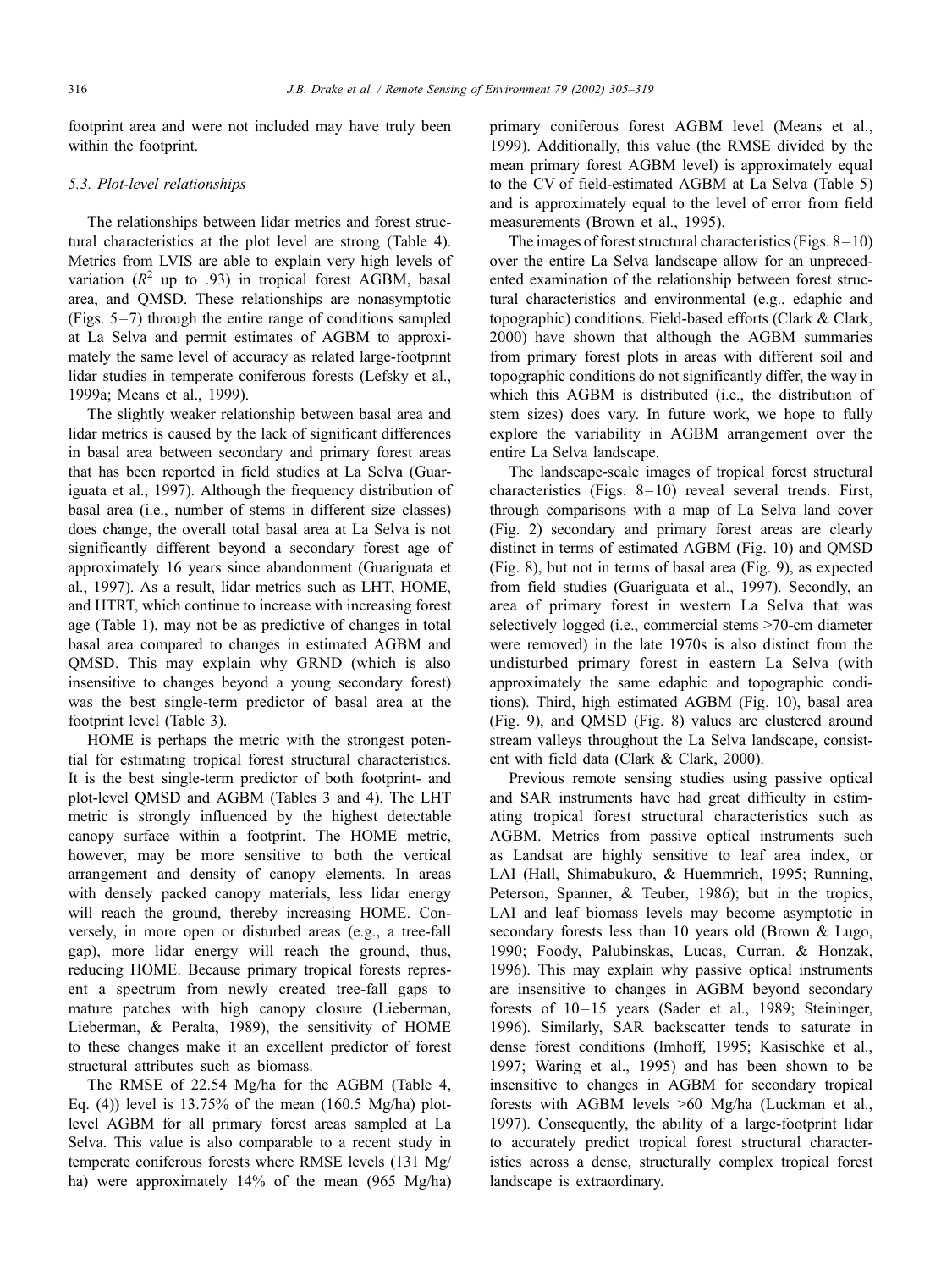footprint area and were not included may have truly been within the footprint.

### 5.3. Plot-level relationships

The relationships between lidar metrics and forest structural characteristics at the plot level are strong (Table 4). Metrics from LVIS are able to explain very high levels of variation ($R^2$ up to .93) in tropical forest AGBM, basal area, and QMSD. These relationships are nonasymptotic (Figs. 5–7) through the entire range of conditions sampled at La Selva and permit estimates of AGBM to approximately the same level of accuracy as related large-footprint lidar studies in temperate coniferous forests (Lefsky et al., 1999a; Means et al., 1999).

The slightly weaker relationship between basal area and lidar metrics is caused by the lack of significant differences in basal area between secondary and primary forest areas that has been reported in field studies at La Selva (Guariguata et al., 1997). Although the frequency distribution of basal area (i.e., number of stems in different size classes) does change, the overall total basal area at La Selva is not significantly different beyond a secondary forest age of approximately 16 years since abandonment (Guariguata et al., 1997). As a result, lidar metrics such as LHT, HOME, and HTRT, which continue to increase with increasing forest age (Table 1), may not be as predictive of changes in total basal area compared to changes in estimated AGBM and QMSD. This may explain why GRND (which is also insensitive to changes beyond a young secondary forest) was the best single-term predictor of basal area at the footprint level (Table 3).

HOME is perhaps the metric with the strongest potential for estimating tropical forest structural characteristics. It is the best single-term predictor of both footprint- and plot-level QMSD and AGBM (Tables 3 and 4). The LHT metric is strongly influenced by the highest detectable canopy surface within a footprint. The HOME metric, however, may be more sensitive to both the vertical arrangement and density of canopy elements. In areas with densely packed canopy materials, less lidar energy will reach the ground, thereby increasing HOME. Conversely, in more open or disturbed areas (e.g., a tree-fall gap), more lidar energy will reach the ground, thus, reducing HOME. Because primary tropical forests represent a spectrum from newly created tree-fall gaps to mature patches with high canopy closure (Lieberman, Lieberman, & Peralta, 1989), the sensitivity of HOME to these changes make it an excellent predictor of forest structural attributes such as biomass.

The RMSE of 22.54 Mg/ha for the AGBM (Table 4, Eq. (4)) level is 13.75% of the mean (160.5 Mg/ha) plot-level AGBM for all primary forest areas sampled at La Selva. This value is also comparable to a recent study in temperate coniferous forests where RMSE levels (131 Mg/ha) were approximately 14% of the mean (965 Mg/ha) primary coniferous forest AGBM level (Means et al., 1999). Additionally, this value (the RMSE divided by the mean primary forest AGBM level) is approximately equal to the CV of field-estimated AGBM at La Selva (Table 5) and is approximately equal to the level of error from field measurements (Brown et al., 1995).

The images of forest structural characteristics (Figs. 8–10) over the entire La Selva landscape allow for an unprecedented examination of the relationship between forest structural characteristics and environmental (e.g., edaphic and topographic) conditions. Field-based efforts (Clark & Clark, 2000) have shown that although the AGBM summaries from primary forest plots in areas with different soil and topographic conditions do not significantly differ, the way in which this AGBM is distributed (i.e., the distribution of stem sizes) does vary. In future work, we hope to fully explore the variability in AGBM arrangement over the entire La Selva landscape.

The landscape-scale images of tropical forest structural characteristics (Figs. 8–10) reveal several trends. First, through comparisons with a map of La Selva land cover (Fig. 2) secondary and primary forest areas are clearly distinct in terms of estimated AGBM (Fig. 10) and QMSD (Fig. 8), but not in terms of basal area (Fig. 9), as expected from field studies (Guariguata et al., 1997). Secondly, an area of primary forest in western La Selva that was selectively logged (i.e., commercial stems >70-cm diameter were removed) in the late 1970s is also distinct from the undisturbed primary forest in eastern La Selva (with approximately the same edaphic and topographic conditions). Third, high estimated AGBM (Fig. 10), basal area (Fig. 9), and QMSD (Fig. 8) values are clustered around stream valleys throughout the La Selva landscape, consistent with field data (Clark & Clark, 2000).

Previous remote sensing studies using passive optical and SAR instruments have had great difficulty in estimating tropical forest structural characteristics such as AGBM. Metrics from passive optical instruments such as Landsat are highly sensitive to leaf area index, or LAI (Hall, Shimabukuro, & Huemmrich, 1995; Running, Peterson, Spanner, & Teuber, 1986); but in the tropics, LAI and leaf biomass levels may become asymptotic in secondary forests less than 10 years old (Brown & Lugo, 1990; Foody, Palubinskas, Lucas, Curran, & Honzak, 1996). This may explain why passive optical instruments are insensitive to changes in AGBM beyond secondary forests of 10–15 years (Sader et al., 1989; Steininger, 1996). Similarly, SAR backscatter tends to saturate in dense forest conditions (Imhoff, 1995; Kasischke et al., 1997; Waring et al., 1995) and has been shown to be insensitive to changes in AGBM for secondary tropical forests with AGBM levels >60 Mg/ha (Luckman et al., 1997). Consequently, the ability of a large-footprint lidar to accurately predict tropical forest structural characteristics across a dense, structurally complex tropical forest landscape is extraordinary.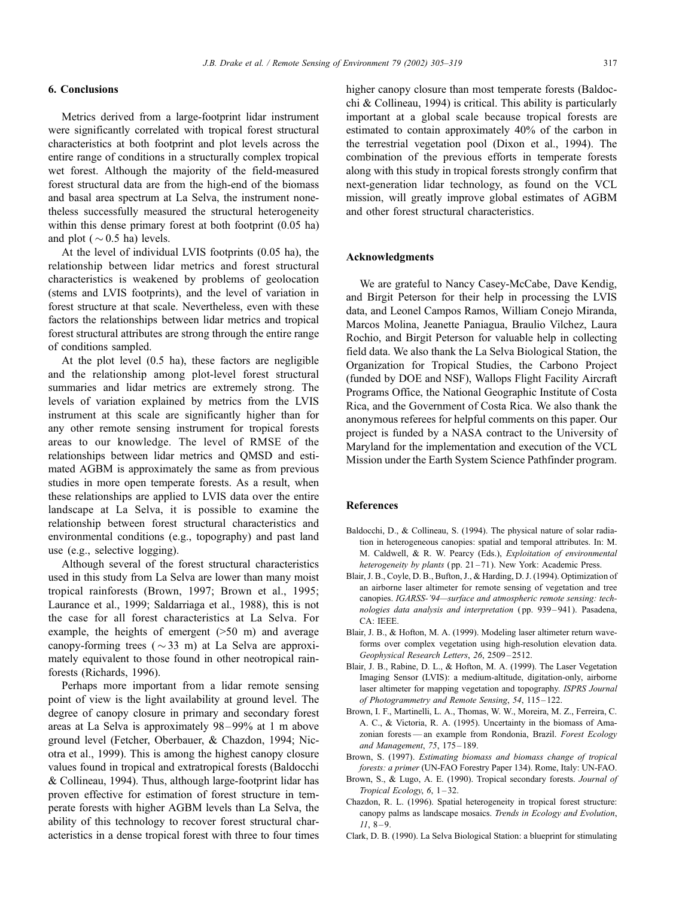## 6. Conclusions

Metrics derived from a large-footprint lidar instrument were significantly correlated with tropical forest structural characteristics at both footprint and plot levels across the entire range of conditions in a structurally complex tropical wet forest. Although the majority of the field-measured forest structural data are from the high-end of the biomass and basal area spectrum at La Selva, the instrument nonetheless successfully measured the structural heterogeneity within this dense primary forest at both footprint (0.05 ha) and plot ($\sim 0.5$ ha) levels.

At the level of individual LVIS footprints (0.05 ha), the relationship between lidar metrics and forest structural characteristics is weakened by problems of geolocation (stems and LVIS footprints), and the level of variation in forest structure at that scale. Nevertheless, even with these factors the relationships between lidar metrics and tropical forest structural attributes are strong through the entire range of conditions sampled.

At the plot level (0.5 ha), these factors are negligible and the relationship among plot-level forest structural summaries and lidar metrics are extremely strong. The levels of variation explained by metrics from the LVIS instrument at this scale are significantly higher than for any other remote sensing instrument for tropical forests areas to our knowledge. The level of RMSE of the relationships between lidar metrics and QMSD and estimated AGBM is approximately the same as from previous studies in more open temperate forests. As a result, when these relationships are applied to LVIS data over the entire landscape at La Selva, it is possible to examine the relationship between forest structural characteristics and environmental conditions (e.g., topography) and past land use (e.g., selective logging).

Although several of the forest structural characteristics used in this study from La Selva are lower than many moist tropical rainforests (Brown, 1997; Brown et al., 1995; Laurance et al., 1999; Saldarriaga et al., 1988), this is not the case for all forest characteristics at La Selva. For example, the heights of emergent (>50 m) and average canopy-forming trees ($\sim 33$ m) at La Selva are approximately equivalent to those found in other neotropical rainforests (Richards, 1996).

Perhaps more important from a lidar remote sensing point of view is the light availability at ground level. The degree of canopy closure in primary and secondary forest areas at La Selva is approximately 98–99% at 1 m above ground level (Fetcher, Oberbauer, & Chazdon, 1994; Nicotra et al., 1999). This is among the highest canopy closure values found in tropical and extratropical forests (Baldocchi & Collineau, 1994). Thus, although large-footprint lidar has proven effective for estimation of forest structure in temperate forests with higher AGBM levels than La Selva, the ability of this technology to recover forest structural characteristics in a dense tropical forest with three to four times higher canopy closure than most temperate forests (Baldocchi & Collineau, 1994) is critical. This ability is particularly important at a global scale because tropical forests are estimated to contain approximately 40% of the carbon in the terrestrial vegetation pool (Dixon et al., 1994). The combination of the previous efforts in temperate forests along with this study in tropical forests strongly confirm that next-generation lidar technology, as found on the VCL mission, will greatly improve global estimates of AGBM and other forest structural characteristics.

## Acknowledgments

We are grateful to Nancy Casey-McCabe, Dave Kendig, and Birgit Peterson for their help in processing the LVIS data, and Leonel Campos Ramos, William Conejo Miranda, Marcos Molina, Jeanette Paniagua, Braulio Vilchez, Laura Rochio, and Birgit Peterson for valuable help in collecting field data. We also thank the La Selva Biological Station, the Organization for Tropical Studies, the Carbono Project (funded by DOE and NSF), Wallops Flight Facility Aircraft Programs Office, the National Geographic Institute of Costa Rica, and the Government of Costa Rica. We also thank the anonymous referees for helpful comments on this paper. Our project is funded by a NASA contract to the University of Maryland for the implementation and execution of the VCL Mission under the Earth System Science Pathfinder program.

## References

Baldocchi, D., & Collineau, S. (1994). The physical nature of solar radiation in heterogeneous canopies: spatial and temporal attributes. In: M. M. Caldwell, & R. W. Pearcy (Eds.), *Exploitation of environmental heterogeneity by plants* (pp. 21–71). New York: Academic Press.

Blair, J. B., Coyle, D. B., Bufton, J., & Harding, D. J. (1994). Optimization of an airborne laser altimeter for remote sensing of vegetation and tree canopies. *IGARSS-'94—surface and atmospheric remote sensing: technologies data analysis and interpretation* (pp. 939–941). Pasadena, CA: IEEE.

Blair, J. B., & Hofton, M. A. (1999). Modeling laser altimeter return waveforms over complex vegetation using high-resolution elevation data. *Geophysical Research Letters*, *26*, 2509–2512.

Blair, J. B., Rabine, D. L., & Hofton, M. A. (1999). The Laser Vegetation Imaging Sensor (LVIS): a medium-altitude, digitation-only, airborne laser altimeter for mapping vegetation and topography. *ISPRS Journal of Photogrammetry and Remote Sensing*, *54*, 115–122.

Brown, I. F., Martinelli, L. A., Thomas, W. W., Moreira, M. Z., Ferreira, C. A. C., & Victoria, R. A. (1995). Uncertainty in the biomass of Amazonian forests — an example from Rondonia, Brazil. *Forest Ecology and Management*, *75*, 175–189.

Brown, S. (1997). *Estimating biomass and biomass change of tropical forests: a primer* (UN-FAO Forestry Paper 134). Rome, Italy: UN-FAO.

Brown, S., & Lugo, A. E. (1990). Tropical secondary forests. *Journal of Tropical Ecology*, *6*, 1–32.

Chazdon, R. L. (1996). Spatial heterogeneity in tropical forest structure: canopy palms as landscape mosaics. *Trends in Ecology and Evolution*, *11*, 8–9.

Clark, D. B. (1990). La Selva Biological Station: a blueprint for stimulating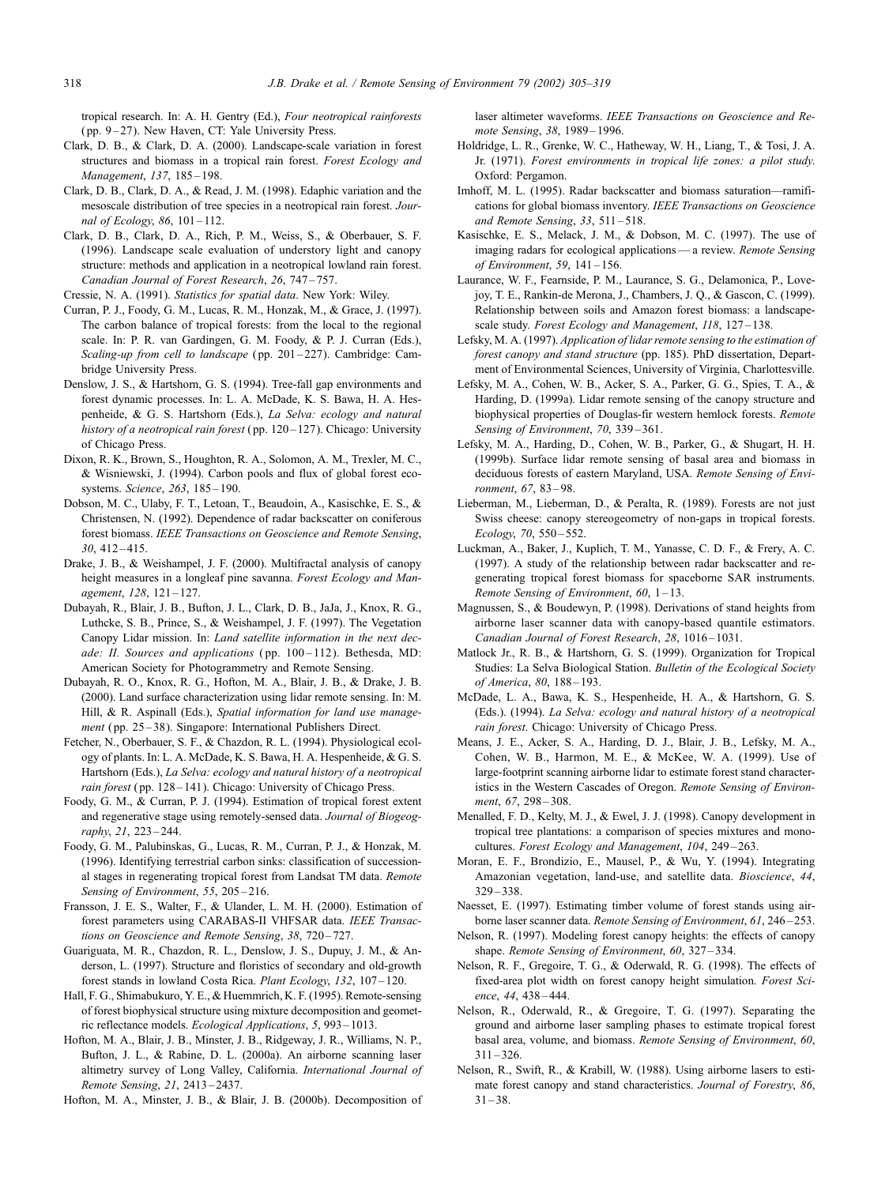tropical research. In: A. H. Gentry (Ed.), *Four neotropical rainforests* (pp. 9–27). New Haven, CT: Yale University Press.

Clark, D. B., & Clark, D. A. (2000). Landscape-scale variation in forest structures and biomass in a tropical rain forest. *Forest Ecology and Management*, *137*, 185–198.

Clark, D. B., Clark, D. A., & Read, J. M. (1998). Edaphic variation and the mesoscale distribution of tree species in a neotropical rain forest. *Journal of Ecology*, *86*, 101–112.

Clark, D. B., Clark, D. A., Rich, P. M., Weiss, S., & Oberbauer, S. F. (1996). Landscape scale evaluation of understory light and canopy structure: methods and application in a neotropical lowland rain forest. *Canadian Journal of Forest Research*, *26*, 747–757.

Cressie, N. A. (1991). *Statistics for spatial data*. New York: Wiley.

Curran, P. J., Foody, G. M., Lucas, R. M., Honzak, M., & Grace, J. (1997). The carbon balance of tropical forests: from the local to the regional scale. In: P. R. van Gardingen, G. M. Foody, & P. J. Curran (Eds.), *Scaling-up from cell to landscape* (pp. 201–227). Cambridge: Cambridge University Press.

Denslow, J. S., & Hartshorn, G. S. (1994). Tree-fall gap environments and forest dynamic processes. In: L. A. McDade, K. S. Bawa, H. A. Hespenheide, & G. S. Hartshorn (Eds.), *La Selva: ecology and natural history of a neotropical rain forest* (pp. 120–127). Chicago: University of Chicago Press.

Dixon, R. K., Brown, S., Houghton, R. A., Solomon, A. M., Trexler, M. C., & Wisniewski, J. (1994). Carbon pools and flux of global forest ecosystems. *Science*, *263*, 185–190.

Dobson, M. C., Ulaby, F. T., Letoan, T., Beaudoin, A., Kasischke, E. S., & Christensen, N. (1992). Dependence of radar backscatter on coniferous forest biomass. *IEEE Transactions on Geoscience and Remote Sensing*, *30*, 412–415.

Drake, J. B., & Weishampel, J. F. (2000). Multifractal analysis of canopy height measures in a longleaf pine savanna. *Forest Ecology and Management*, *128*, 121–127.

Dubayah, R., Blair, J. B., Bufton, J. L., Clark, D. B., JaJa, J., Knox, R. G., Luthcke, S. B., Prince, S., & Weishampel, J. F. (1997). The Vegetation Canopy Lidar mission. In: *Land satellite information in the next decade: II. Sources and applications* (pp. 100–112). Bethesda, MD: American Society for Photogrammetry and Remote Sensing.

Dubayah, R. O., Knox, R. G., Hofton, M. A., Blair, J. B., & Drake, J. B. (2000). Land surface characterization using lidar remote sensing. In: M. Hill, & R. Aspinall (Eds.), *Spatial information for land use management* (pp. 25–38). Singapore: International Publishers Direct.

Fetcher, N., Oberbauer, S. F., & Chazdon, R. L. (1994). Physiological ecology of plants. In: L. A. McDade, K. S. Bawa, H. A. Hespenheide, & G. S. Hartshorn (Eds.), *La Selva: ecology and natural history of a neotropical rain forest* (pp. 128–141). Chicago: University of Chicago Press.

Foody, G. M., & Curran, P. J. (1994). Estimation of tropical forest extent and regenerative stage using remotely-sensed data. *Journal of Biogeography*, *21*, 223–244.

Foody, G. M., Palubinskas, G., Lucas, R. M., Curran, P. J., & Honzak, M. (1996). Identifying terrestrial carbon sinks: classification of successional stages in regenerating tropical forest from Landsat TM data. *Remote Sensing of Environment*, *55*, 205–216.

Fransson, J. E. S., Walter, F., & Ulander, L. M. H. (2000). Estimation of forest parameters using CARABAS-II VHFSAR data. *IEEE Transactions on Geoscience and Remote Sensing*, *38*, 720–727.

Guariguata, M. R., Chazdon, R. L., Denslow, J. S., Dupuy, J. M., & Anderson, L. (1997). Structure and floristics of secondary and old-growth forest stands in lowland Costa Rica. *Plant Ecology*, *132*, 107–120.

Hall, F. G., Shimabukuro, Y. E., & Huemmrich, K. F. (1995). Remote-sensing of forest biophysical structure using mixture decomposition and geometric reflectance models. *Ecological Applications*, *5*, 993–1013.

Hofton, M. A., Blair, J. B., Minster, J. B., Ridgeway, J. R., Williams, N. P., Bufton, J. L., & Rabine, D. L. (2000a). An airborne scanning laser altimetry survey of Long Valley, California. *International Journal of Remote Sensing*, *21*, 2413–2437.

Hofton, M. A., Minster, J. B., & Blair, J. B. (2000b). Decomposition of laser altimeter waveforms. *IEEE Transactions on Geoscience and Remote Sensing*, *38*, 1989–1996.

Holdridge, L. R., Grenke, W. C., Hatheway, W. H., Liang, T., & Tosi, J. A. Jr. (1971). *Forest environments in tropical life zones: a pilot study*. Oxford: Pergamon.

Imhoff, M. L. (1995). Radar backscatter and biomass saturation—ramifications for global biomass inventory. *IEEE Transactions on Geoscience and Remote Sensing*, *33*, 511–518.

Kasischke, E. S., Melack, J. M., & Dobson, M. C. (1997). The use of imaging radars for ecological applications — a review. *Remote Sensing of Environment*, *59*, 141–156.

Laurance, W. F., Fearnside, P. M., Laurance, S. G., Delamonica, P., Lovejoy, T. E., Rankin-de Merona, J., Chambers, J. Q., & Gascon, C. (1999). Relationship between soils and Amazon forest biomass: a landscape-scale study. *Forest Ecology and Management*, *118*, 127–138.

Lefsky, M. A. (1997). *Application of lidar remote sensing to the estimation of forest canopy and stand structure* (pp. 185). PhD dissertation, Department of Environmental Sciences, University of Virginia, Charlottesville.

Lefsky, M. A., Cohen, W. B., Acker, S. A., Parker, G. G., Spies, T. A., & Harding, D. (1999a). Lidar remote sensing of the canopy structure and biophysical properties of Douglas-fir western hemlock forests. *Remote Sensing of Environment*, *70*, 339–361.

Lefsky, M. A., Harding, D., Cohen, W. B., Parker, G., & Shugart, H. H. (1999b). Surface lidar remote sensing of basal area and biomass in deciduous forests of eastern Maryland, USA. *Remote Sensing of Environment*, *67*, 83–98.

Lieberman, M., Lieberman, D., & Peralta, R. (1989). Forests are not just Swiss cheese: canopy stereogeometry of non-gaps in tropical forests. *Ecology*, *70*, 550–552.

Luckman, A., Baker, J., Kuplich, T. M., Yanasse, C. D. F., & Frery, A. C. (1997). A study of the relationship between radar backscatter and regenerating tropical forest biomass for spaceborne SAR instruments. *Remote Sensing of Environment*, *60*, 1–13.

Magnussen, S., & Boudewyn, P. (1998). Derivations of stand heights from airborne laser scanner data with canopy-based quantile estimators. *Canadian Journal of Forest Research*, *28*, 1016–1031.

Matlock Jr., R. B., & Hartshorn, G. S. (1999). Organization for Tropical Studies: La Selva Biological Station. *Bulletin of the Ecological Society of America*, *80*, 188–193.

McDade, L. A., Bawa, K. S., Hespenheide, H. A., & Hartshorn, G. S. (Eds.). (1994). *La Selva: ecology and natural history of a neotropical rain forest*. Chicago: University of Chicago Press.

Means, J. E., Acker, S. A., Harding, D. J., Blair, J. B., Lefsky, M. A., Cohen, W. B., Harmon, M. E., & McKee, W. A. (1999). Use of large-footprint scanning airborne lidar to estimate forest stand characteristics in the Western Cascades of Oregon. *Remote Sensing of Environment*, *67*, 298–308.

Menalled, F. D., Kelty, M. J., & Ewel, J. J. (1998). Canopy development in tropical tree plantations: a comparison of species mixtures and monocultures. *Forest Ecology and Management*, *104*, 249–263.

Moran, E. F., Brondizio, E., Mausel, P., & Wu, Y. (1994). Integrating Amazonian vegetation, land-use, and satellite data. *Bioscience*, *44*, 329–338.

Naesset, E. (1997). Estimating timber volume of forest stands using airborne laser scanner data. *Remote Sensing of Environment*, *61*, 246–253.

Nelson, R. (1997). Modeling forest canopy heights: the effects of canopy shape. *Remote Sensing of Environment*, *60*, 327–334.

Nelson, R. F., Gregoire, T. G., & Oderwald, R. G. (1998). The effects of fixed-area plot width on forest canopy height simulation. *Forest Science*, *44*, 438–444.

Nelson, R., Oderwald, R., & Gregoire, T. G. (1997). Separating the ground and airborne laser sampling phases to estimate tropical forest basal area, volume, and biomass. *Remote Sensing of Environment*, *60*, 311–326.

Nelson, R., Swift, R., & Krabill, W. (1988). Using airborne lasers to estimate forest canopy and stand characteristics. *Journal of Forestry*, *86*, 31–38.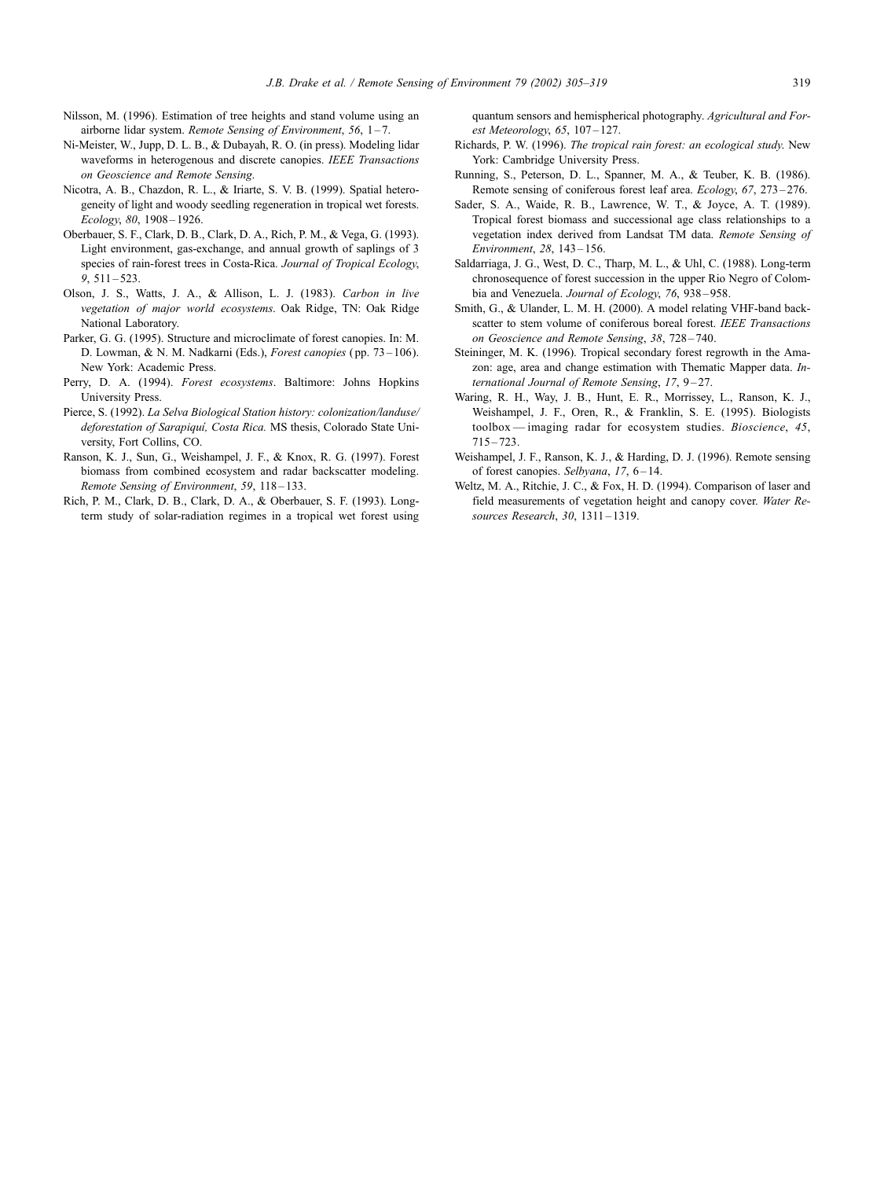Nilsson, M. (1996). Estimation of tree heights and stand volume using an airborne lidar system. *Remote Sensing of Environment*, *56*, 1–7.

Ni-Meister, W., Jupp, D. L. B., & Dubayah, R. O. (in press). Modeling lidar waveforms in heterogenous and discrete canopies. *IEEE Transactions on Geoscience and Remote Sensing*.

Nicotra, A. B., Chazdon, R. L., & Iriarte, S. V. B. (1999). Spatial heterogeneity of light and woody seedling regeneration in tropical wet forests. *Ecology*, *80*, 1908–1926.

Oberbauer, S. F., Clark, D. B., Clark, D. A., Rich, P. M., & Vega, G. (1993). Light environment, gas-exchange, and annual growth of saplings of 3 species of rain-forest trees in Costa-Rica. *Journal of Tropical Ecology*, *9*, 511–523.

Olson, J. S., Watts, J. A., & Allison, L. J. (1983). *Carbon in live vegetation of major world ecosystems*. Oak Ridge, TN: Oak Ridge National Laboratory.

Parker, G. G. (1995). Structure and microclimate of forest canopies. In: M. D. Lowman, & N. M. Nadkarni (Eds.), *Forest canopies* (pp. 73–106). New York: Academic Press.

Perry, D. A. (1994). *Forest ecosystems*. Baltimore: Johns Hopkins University Press.

Pierce, S. (1992). *La Selva Biological Station history: colonization/landuse/deforestation of Sarapiquí, Costa Rica.* MS thesis, Colorado State University, Fort Collins, CO.

Ranson, K. J., Sun, G., Weishampel, J. F., & Knox, R. G. (1997). Forest biomass from combined ecosystem and radar backscatter modeling. *Remote Sensing of Environment*, *59*, 118–133.

Rich, P. M., Clark, D. B., Clark, D. A., & Oberbauer, S. F. (1993). Long-term study of solar-radiation regimes in a tropical wet forest using quantum sensors and hemispherical photography. *Agricultural and Forest Meteorology*, *65*, 107–127.

Richards, P. W. (1996). *The tropical rain forest: an ecological study.* New York: Cambridge University Press.

Running, S., Peterson, D. L., Spanner, M. A., & Teuber, K. B. (1986). Remote sensing of coniferous forest leaf area. *Ecology*, *67*, 273–276.

Sader, S. A., Waide, R. B., Lawrence, W. T., & Joyce, A. T. (1989). Tropical forest biomass and successional age class relationships to a vegetation index derived from Landsat TM data. *Remote Sensing of Environment*, *28*, 143–156.

Saldarriaga, J. G., West, D. C., Tharp, M. L., & Uhl, C. (1988). Long-term chronosequence of forest succession in the upper Rio Negro of Colombia and Venezuela. *Journal of Ecology*, *76*, 938–958.

Smith, G., & Ulander, L. M. H. (2000). A model relating VHF-band backscatter to stem volume of coniferous boreal forest. *IEEE Transactions on Geoscience and Remote Sensing*, *38*, 728–740.

Steininger, M. K. (1996). Tropical secondary forest regrowth in the Amazon: age, area and change estimation with Thematic Mapper data. *International Journal of Remote Sensing*, *17*, 9–27.

Waring, R. H., Way, J. B., Hunt, E. R., Morrissey, L., Ranson, K. J., Weishampel, J. F., Oren, R., & Franklin, S. E. (1995). Biologists toolbox — imaging radar for ecosystem studies. *Bioscience*, *45*, 715–723.

Weishampel, J. F., Ranson, K. J., & Harding, D. J. (1996). Remote sensing of forest canopies. *Selbyana*, *17*, 6–14.

Weltz, M. A., Ritchie, J. C., & Fox, H. D. (1994). Comparison of laser and field measurements of vegetation height and canopy cover. *Water Resources Research*, *30*, 1311–1319.